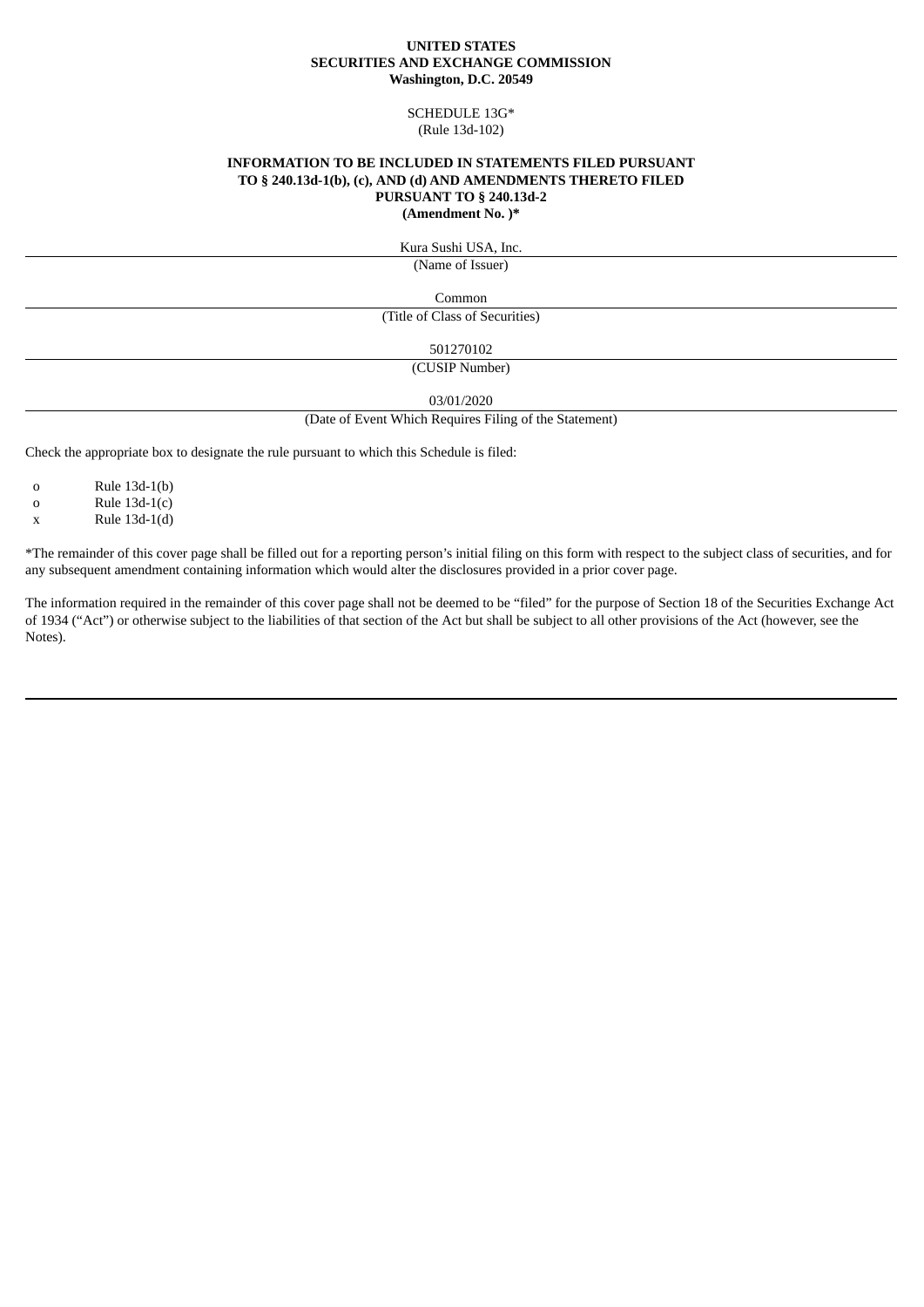**UNITED STATES**
**SECURITIES AND EXCHANGE COMMISSION**
**Washington, D.C. 20549**

SCHEDULE 13G*
(Rule 13d-102)

**INFORMATION TO BE INCLUDED IN STATEMENTS FILED PURSUANT TO § 240.13d-1(b), (c), AND (d) AND AMENDMENTS THERETO FILED PURSUANT TO § 240.13d-2**
**(Amendment No. )***

Kura Sushi USA, Inc.

(Name of Issuer)

Common

(Title of Class of Securities)

501270102

(CUSIP Number)

03/01/2020

(Date of Event Which Requires Filing of the Statement)

Check the appropriate box to designate the rule pursuant to which this Schedule is filed:

o Rule 13d-1(b)
o Rule 13d-1(c)
x Rule 13d-1(d)

*The remainder of this cover page shall be filled out for a reporting person's initial filing on this form with respect to the subject class of securities, and for any subsequent amendment containing information which would alter the disclosures provided in a prior cover page.

The information required in the remainder of this cover page shall not be deemed to be "filed" for the purpose of Section 18 of the Securities Exchange Act of 1934 ("Act") or otherwise subject to the liabilities of that section of the Act but shall be subject to all other provisions of the Act (however, see the Notes).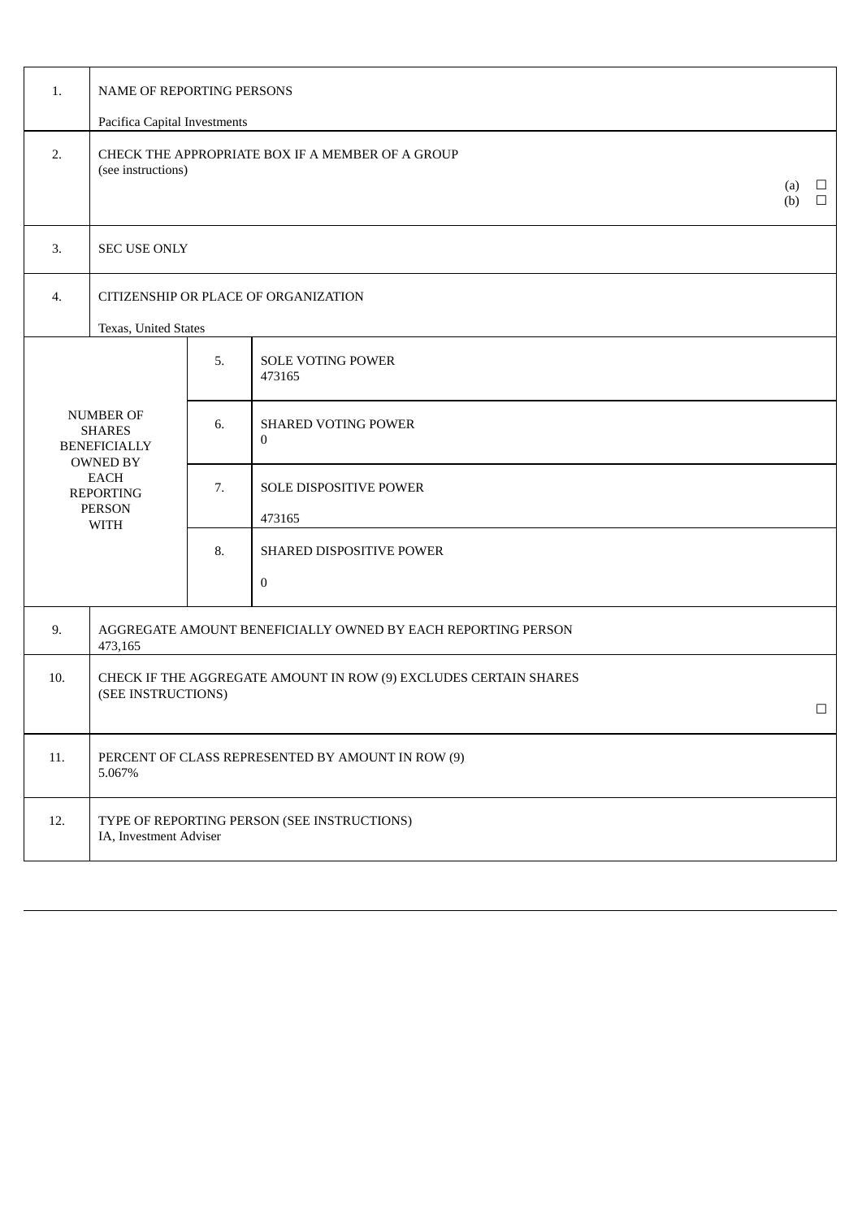| | | | |
|---|---|---|---|
| 1. | NAME OF REPORTING PERSONS<br><br>Pacifica Capital Investments | | |
| 2. | CHECK THE APPROPRIATE BOX IF A MEMBER OF A GROUP<br>(see instructions)<br>(a) ☐<br>(b) ☐ | | |
| 3. | SEC USE ONLY | | |
| 4. | CITIZENSHIP OR PLACE OF ORGANIZATION<br><br>Texas, United States | | |
| NUMBER OF SHARES BENEFICIALLY OWNED BY EACH REPORTING PERSON WITH | | 5. | SOLE VOTING POWER<br>473165 |
| | | 6. | SHARED VOTING POWER<br>0 |
| | | 7. | SOLE DISPOSITIVE POWER<br><br>473165 |
| | | 8. | SHARED DISPOSITIVE POWER<br><br>0 |
| 9. | AGGREGATE AMOUNT BENEFICIALLY OWNED BY EACH REPORTING PERSON<br>473,165 | | |
| 10. | CHECK IF THE AGGREGATE AMOUNT IN ROW (9) EXCLUDES CERTAIN SHARES<br>(SEE INSTRUCTIONS)<br>☐ | | |
| 11. | PERCENT OF CLASS REPRESENTED BY AMOUNT IN ROW (9)<br>5.067% | | |
| 12. | TYPE OF REPORTING PERSON (SEE INSTRUCTIONS)<br>IA, Investment Adviser | | |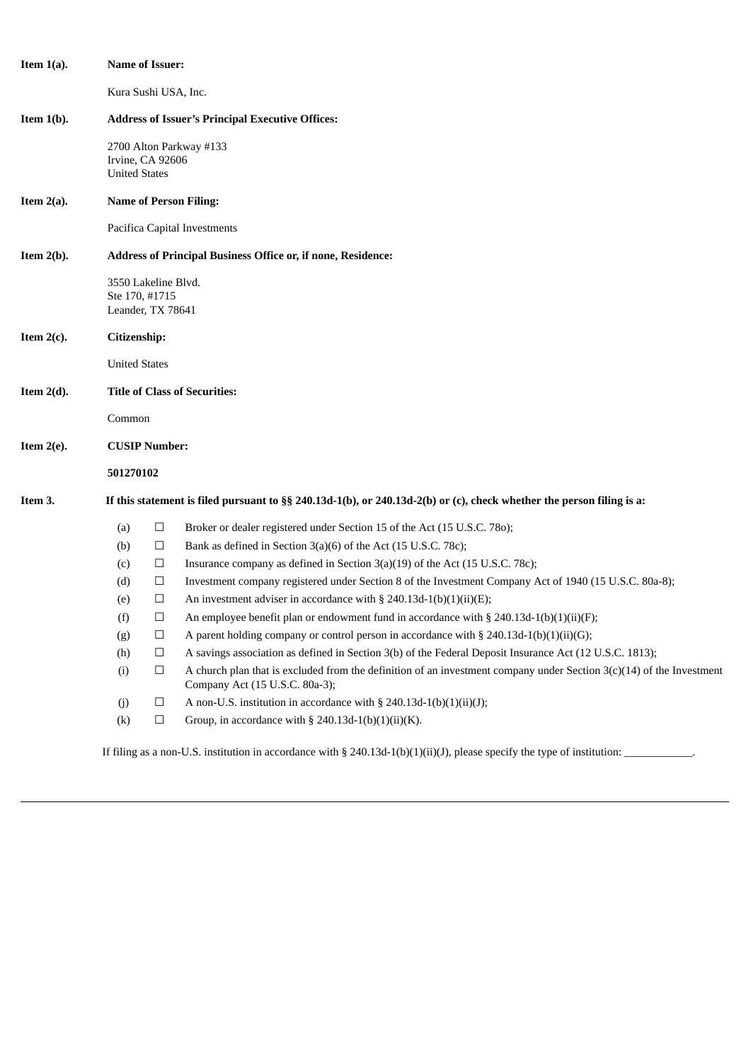**Item 1(a).** **Name of Issuer:**

Kura Sushi USA, Inc.

**Item 1(b).** **Address of Issuer's Principal Executive Offices:**

2700 Alton Parkway #133
Irvine, CA 92606
United States

**Item 2(a).** **Name of Person Filing:**

Pacifica Capital Investments

**Item 2(b).** **Address of Principal Business Office or, if none, Residence:**

3550 Lakeline Blvd.
Ste 170, #1715
Leander, TX 78641

**Item 2(c).** **Citizenship:**

United States

**Item 2(d).** **Title of Class of Securities:**

Common

**Item 2(e).** **CUSIP Number:**

**501270102**

**Item 3.** **If this statement is filed pursuant to §§ 240.13d-1(b), or 240.13d-2(b) or (c), check whether the person filing is a:**

(a) ☐ Broker or dealer registered under Section 15 of the Act (15 U.S.C. 78o);

(b) ☐ Bank as defined in Section 3(a)(6) of the Act (15 U.S.C. 78c);

(c) ☐ Insurance company as defined in Section 3(a)(19) of the Act (15 U.S.C. 78c);

(d) ☐ Investment company registered under Section 8 of the Investment Company Act of 1940 (15 U.S.C. 80a-8);

(e) ☐ An investment adviser in accordance with § 240.13d-1(b)(1)(ii)(E);

(f) ☐ An employee benefit plan or endowment fund in accordance with § 240.13d-1(b)(1)(ii)(F);

(g) ☐ A parent holding company or control person in accordance with § 240.13d-1(b)(1)(ii)(G);

(h) ☐ A savings association as defined in Section 3(b) of the Federal Deposit Insurance Act (12 U.S.C. 1813);

(i) ☐ A church plan that is excluded from the definition of an investment company under Section 3(c)(14) of the Investment Company Act (15 U.S.C. 80a-3);

(j) ☐ A non-U.S. institution in accordance with § 240.13d-1(b)(1)(ii)(J);

(k) ☐ Group, in accordance with § 240.13d-1(b)(1)(ii)(K).

If filing as a non-U.S. institution in accordance with § 240.13d-1(b)(1)(ii)(J), please specify the type of institution: ____________.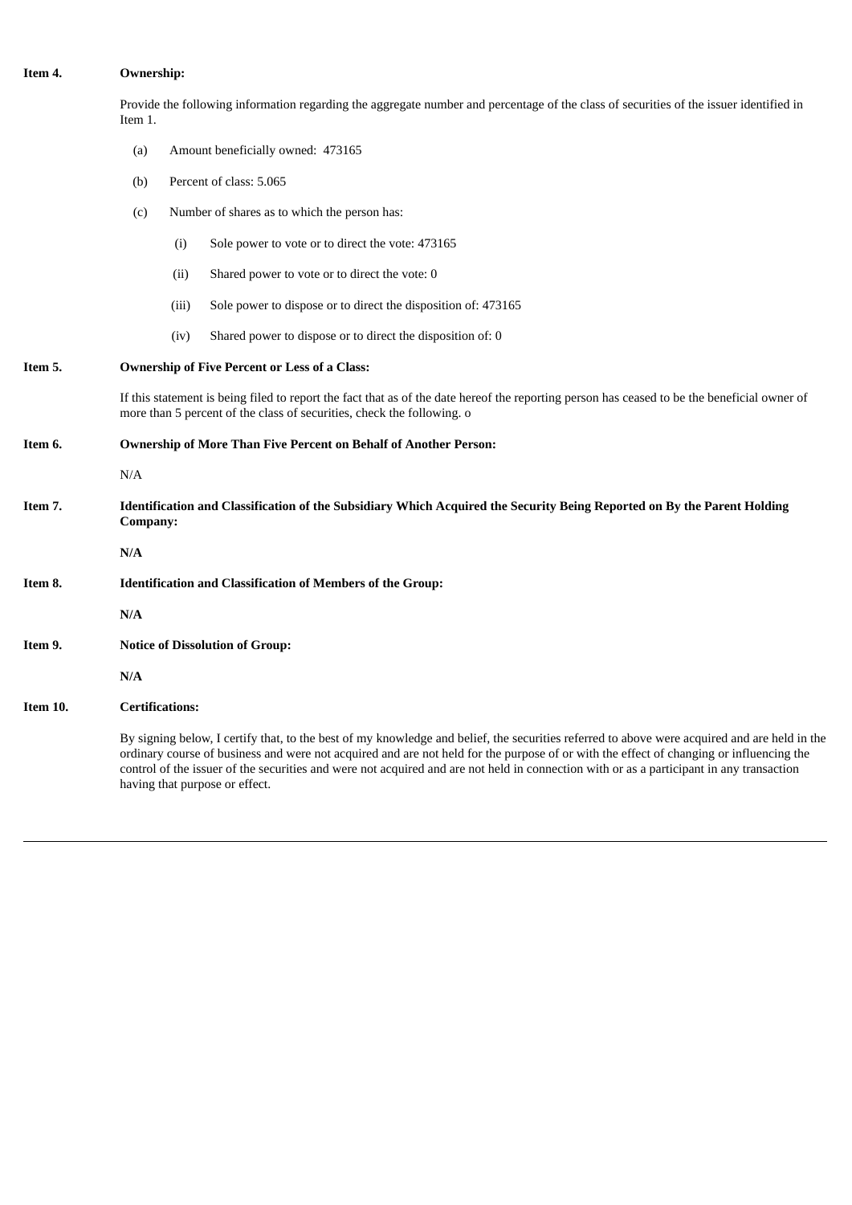**Item 4.** **Ownership:**

Provide the following information regarding the aggregate number and percentage of the class of securities of the issuer identified in Item 1.

(a) Amount beneficially owned: 473165

(b) Percent of class: 5.065

(c) Number of shares as to which the person has:

(i) Sole power to vote or to direct the vote: 473165

(ii) Shared power to vote or to direct the vote: 0

(iii) Sole power to dispose or to direct the disposition of: 473165

(iv) Shared power to dispose or to direct the disposition of: 0

**Item 5.** **Ownership of Five Percent or Less of a Class:**

If this statement is being filed to report the fact that as of the date hereof the reporting person has ceased to be the beneficial owner of more than 5 percent of the class of securities, check the following. o

**Item 6.** **Ownership of More Than Five Percent on Behalf of Another Person:**

N/A

**Item 7.** **Identification and Classification of the Subsidiary Which Acquired the Security Being Reported on By the Parent Holding Company:**

**N/A**

**Item 8.** **Identification and Classification of Members of the Group:**

**N/A**

**Item 9.** **Notice of Dissolution of Group:**

**N/A**

**Item 10.** **Certifications:**

By signing below, I certify that, to the best of my knowledge and belief, the securities referred to above were acquired and are held in the ordinary course of business and were not acquired and are not held for the purpose of or with the effect of changing or influencing the control of the issuer of the securities and were not acquired and are not held in connection with or as a participant in any transaction having that purpose or effect.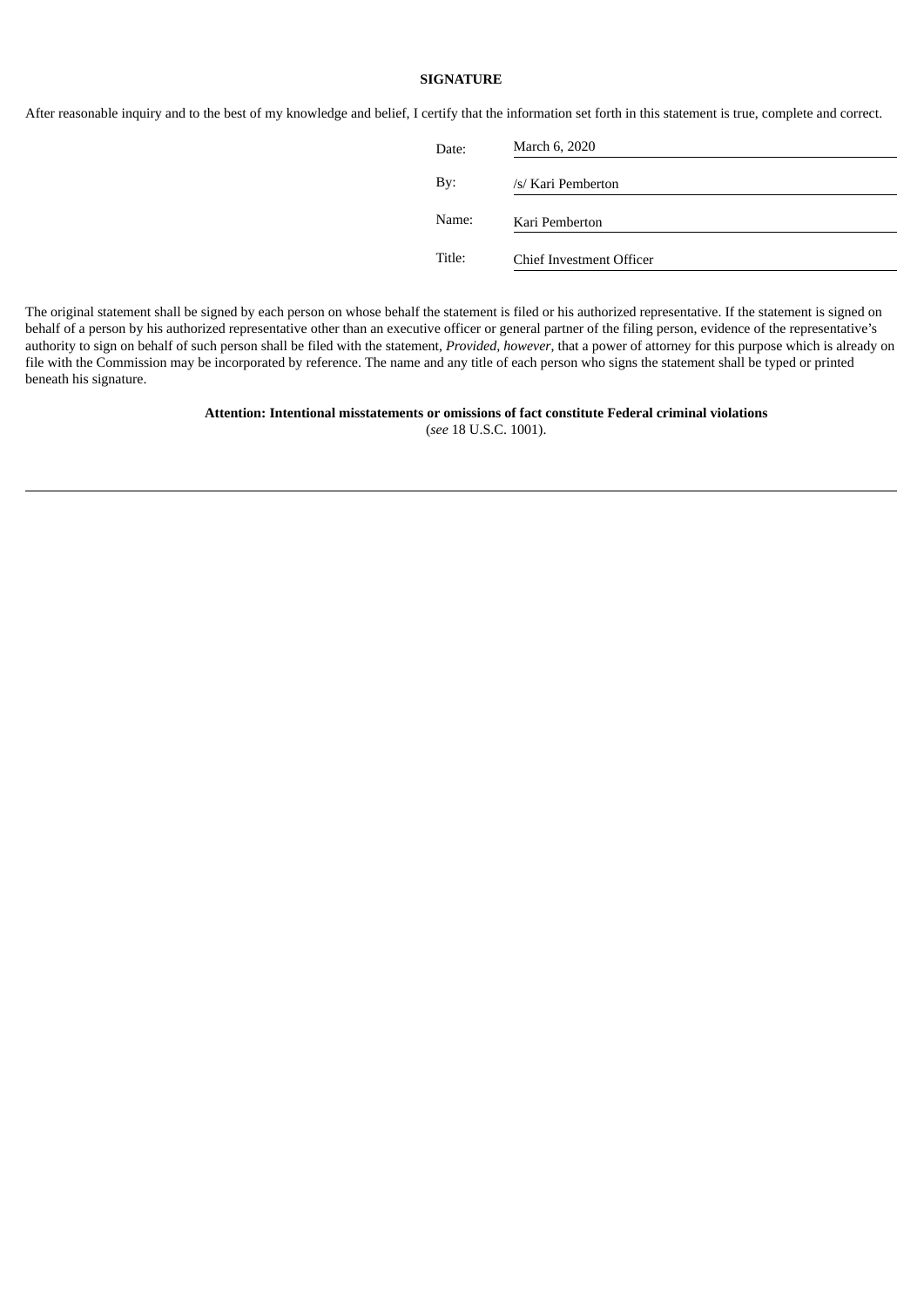**SIGNATURE**

After reasonable inquiry and to the best of my knowledge and belief, I certify that the information set forth in this statement is true, complete and correct.

| | |
|---|---|
| Date: | March 6, 2020 |
| By: | /s/ Kari Pemberton |
| Name: | Kari Pemberton |
| Title: | Chief Investment Officer |

The original statement shall be signed by each person on whose behalf the statement is filed or his authorized representative. If the statement is signed on behalf of a person by his authorized representative other than an executive officer or general partner of the filing person, evidence of the representative's authority to sign on behalf of such person shall be filed with the statement, *Provided, however*, that a power of attorney for this purpose which is already on file with the Commission may be incorporated by reference. The name and any title of each person who signs the statement shall be typed or printed beneath his signature.

**Attention: Intentional misstatements or omissions of fact constitute Federal criminal violations**
(*see* 18 U.S.C. 1001).